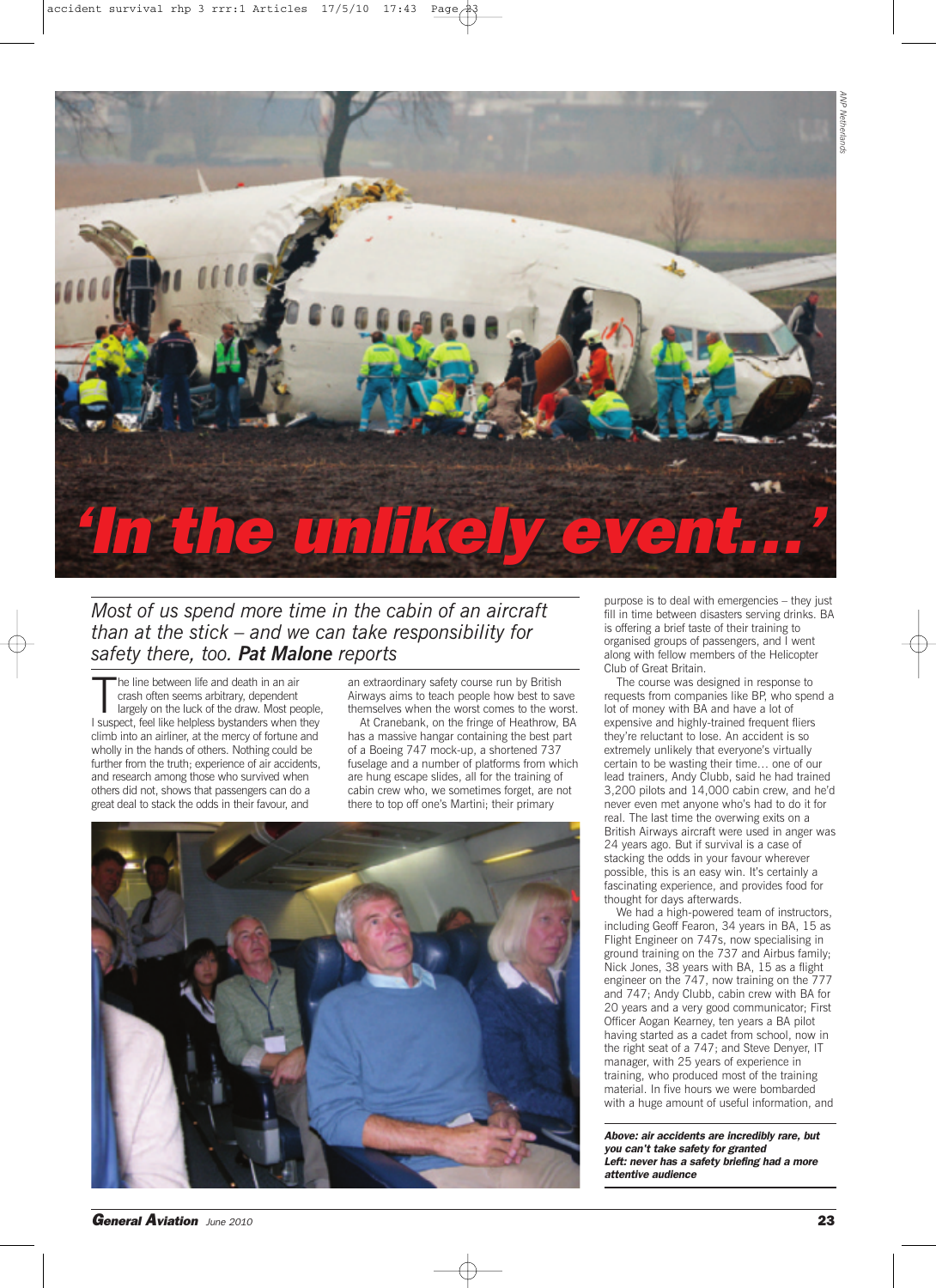# 'In the unlikely event...'

*Most of us spend more time in the cabin of an aircraft than at the stick – and we can take responsibility for safety there, too.* ***Pat Malone*** *reports*

The line between life and death in an air crash often seems arbitrary, dependent largely on the luck of the draw. Most people, I suspect, feel like helpless bystanders when they climb into an airliner, at the mercy of fortune and wholly in the hands of others. Nothing could be further from the truth; experience of air accidents, and research among those who survived when others did not, shows that passengers can do a great deal to stack the odds in their favour, and an extraordinary safety course run by British Airways aims to teach people how best to save themselves when the worst comes to the worst.

At Cranebank, on the fringe of Heathrow, BA has a massive hangar containing the best part of a Boeing 747 mock-up, a shortened 737 fuselage and a number of platforms from which are hung escape slides, all for the training of cabin crew who, we sometimes forget, are not there to top off one's Martini; their primary purpose is to deal with emergencies – they just fill in time between disasters serving drinks. BA is offering a brief taste of their training to organised groups of passengers, and I went along with fellow members of the Helicopter Club of Great Britain.

The course was designed in response to requests from companies like BP, who spend a lot of money with BA and have a lot of expensive and highly-trained frequent fliers they're reluctant to lose. An accident is so extremely unlikely that everyone's virtually certain to be wasting their time... one of our lead trainers, Andy Clubb, said he had trained 3,200 pilots and 14,000 cabin crew, and he'd never even met anyone who's had to do it for real. The last time the overwing exits on a British Airways aircraft were used in anger was 24 years ago. But if survival is a case of stacking the odds in your favour wherever possible, this is an easy win. It's certainly a fascinating experience, and provides food for thought for days afterwards.

We had a high-powered team of instructors, including Geoff Fearon, 34 years in BA, 15 as Flight Engineer on 747s, now specialising in ground training on the 737 and Airbus family; Nick Jones, 38 years with BA, 15 as a flight engineer on the 747, now training on the 777 and 747; Andy Clubb, cabin crew with BA for 20 years and a very good communicator; First Officer Aogan Kearney, ten years a BA pilot having started as a cadet from school, now in the right seat of a 747; and Steve Denyer, IT manager, with 25 years of experience in training, who produced most of the training material. In five hours we were bombarded with a huge amount of useful information, and

***Above: air accidents are incredibly rare, but you can't take safety for granted***
***Left: never has a safety briefing had a more attentive audience***

ANP Netherlands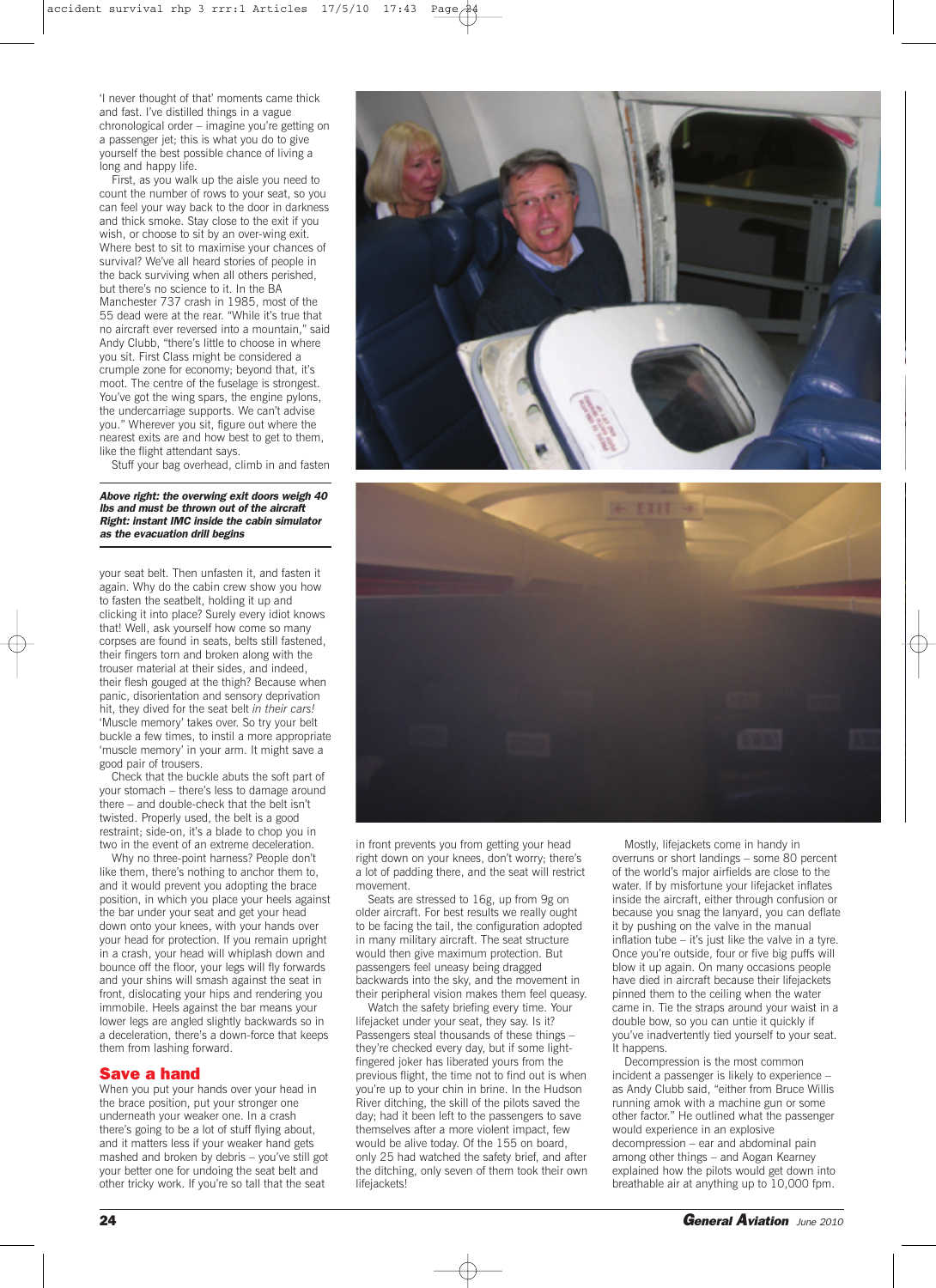'I never thought of that' moments came thick and fast. I've distilled things in a vague chronological order – imagine you're getting on a passenger jet; this is what you do to give yourself the best possible chance of living a long and happy life.

First, as you walk up the aisle you need to count the number of rows to your seat, so you can feel your way back to the door in darkness and thick smoke. Stay close to the exit if you wish, or choose to sit by an over-wing exit. Where best to sit to maximise your chances of survival? We've all heard stories of people in the back surviving when all others perished, but there's no science to it. In the BA Manchester 737 crash in 1985, most of the 55 dead were at the rear. "While it's true that no aircraft ever reversed into a mountain," said Andy Clubb, "there's little to choose in where you sit. First Class might be considered a crumple zone for economy; beyond that, it's moot. The centre of the fuselage is strongest. You've got the wing spars, the engine pylons, the undercarriage supports. We can't advise you." Wherever you sit, figure out where the nearest exits are and how best to get to them, like the flight attendant says.

Stuff your bag overhead, climb in and fasten your seat belt. Then unfasten it, and fasten it again. Why do the cabin crew show you how to fasten the seatbelt, holding it up and clicking it into place? Surely every idiot knows that! Well, ask yourself how come so many corpses are found in seats, belts still fastened, their fingers torn and broken along with the trouser material at their sides, and indeed, their flesh gouged at the thigh? Because when panic, disorientation and sensory deprivation hit, they dived for the seat belt *in their cars!* 'Muscle memory' takes over. So try your belt buckle a few times, to instil a more appropriate 'muscle memory' in your arm. It might save a good pair of trousers.

Check that the buckle abuts the soft part of your stomach – there's less to damage around there – and double-check that the belt isn't twisted. Properly used, the belt is a good restraint; side-on, it's a blade to chop you in two in the event of an extreme deceleration.

Why no three-point harness? People don't like them, there's nothing to anchor them to, and it would prevent you adopting the brace position, in which you place your heels against the bar under your seat and get your head down onto your knees, with your hands over your head for protection. If you remain upright in a crash, your head will whiplash down and bounce off the floor, your legs will fly forwards and your shins will smash against the seat in front, dislocating your hips and rendering you immobile. Heels against the bar means your lower legs are angled slightly backwards so in a deceleration, there's a down-force that keeps them from lashing forward.

***Above right: the overwing exit doors weigh 40 lbs and must be thrown out of the aircraft***
***Right: instant IMC inside the cabin simulator as the evacuation drill begins***

## Save a hand

When you put your hands over your head in the brace position, put your stronger one underneath your weaker one. In a crash there's going to be a lot of stuff flying about, and it matters less if your weaker hand gets mashed and broken by debris – you've still got your better one for undoing the seat belt and other tricky work. If you're so tall that the seat in front prevents you from getting your head right down on your knees, don't worry; there's a lot of padding there, and the seat will restrict movement.

Seats are stressed to 16g, up from 9g on older aircraft. For best results we really ought to be facing the tail, the configuration adopted in many military aircraft. The seat structure would then give maximum protection. But passengers feel uneasy being dragged backwards into the sky, and the movement in their peripheral vision makes them feel queasy.

Watch the safety briefing every time. Your lifejacket under your seat, they say. Is it? Passengers steal thousands of these things – they're checked every day, but if some light-fingered joker has liberated yours from the previous flight, the time not to find out is when you're up to your chin in brine. In the Hudson River ditching, the skill of the pilots saved the day; had it been left to the passengers to save themselves after a more violent impact, few would be alive today. Of the 155 on board, only 25 had watched the safety brief, and after the ditching, only seven of them took their own lifejackets!

Mostly, lifejackets come in handy in overruns or short landings – some 80 percent of the world's major airfields are close to the water. If by misfortune your lifejacket inflates inside the aircraft, either through confusion or because you snag the lanyard, you can deflate it by pushing on the valve in the manual inflation tube – it's just like the valve in a tyre. Once you're outside, four or five big puffs will blow it up again. On many occasions people have died in aircraft because their lifejackets pinned them to the ceiling when the water came in. Tie the straps around your waist in a double bow, so you can untie it quickly if you've inadvertently tied yourself to your seat. It happens.

Decompression is the most common incident a passenger is likely to experience – as Andy Clubb said, "either from Bruce Willis running amok with a machine gun or some other factor." He outlined what the passenger would experience in an explosive decompression – ear and abdominal pain among other things – and Aogan Kearney explained how the pilots would get down into breathable air at anything up to 10,000 fpm.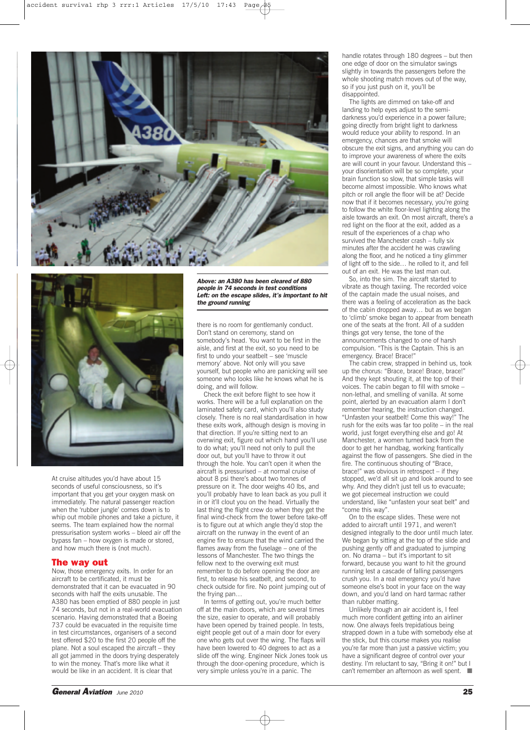*Above: an A380 has been cleared of 880 people in 74 seconds in test conditions*
*Left: on the escape slides, it's important to hit the ground running*

At cruise altitudes you'd have about 15 seconds of useful consciousness, so it's important that you get your oxygen mask on immediately. The natural passenger reaction when the 'rubber jungle' comes down is to whip out mobile phones and take a picture, it seems. The team explained how the normal pressurisation system works – bleed air off the bypass fan – how oxygen is made or stored, and how much there is (not much).

## The way out

Now, those emergency exits. In order for an aircraft to be certificated, it must be demonstrated that it can be evacuated in 90 seconds with half the exits unusable. The A380 has been emptied of 880 people in just 74 seconds, but not in a real-world evacuation scenario. Having demonstrated that a Boeing 737 could be evacuated in the requisite time in test circumstances, organisers of a second test offered $20 to the first 20 people off the plane. Not a soul escaped the aircraft – they all got jammed in the doors trying desperately to win the money. That's more like what it would be like in an accident. It is clear that there is no room for gentlemanly conduct. Don't stand on ceremony, stand on somebody's head. You want to be first in the aisle, and first at the exit, so you need to be first to undo your seatbelt – see 'muscle memory' above. Not only will you save yourself, but people who are panicking will see someone who looks like he knows what he is doing, and will follow.

Check the exit before flight to see how it works. There will be a full explanation on the laminated safety card, which you'll also study closely. There is no real standardisation in how these exits work, although design is moving in that direction. If you're sitting next to an overwing exit, figure out which hand you'll use to do what; you'll need not only to pull the door out, but you'll have to throw it out through the hole. You can't open it when the aircraft is pressurised – at normal cruise of about 8 psi there's about two tonnes of pressure on it. The door weighs 40 lbs, and you'll probably have to lean back as you pull it in or it'll clout you on the head. Virtually the last thing the flight crew do when they get the final wind-check from the tower before take-off is to figure out at which angle they'd stop the aircraft on the runway in the event of an engine fire to ensure that the wind carried the flames away from the fuselage – one of the lessons of Manchester. The two things the fellow next to the overwing exit must remember to do before opening the door are first, to release his seatbelt, and second, to check outside for fire. No point jumping out of the frying pan…

In terms of getting out, you're much better off at the main doors, which are several times the size, easier to operate, and will probably have been opened by trained people. In tests, eight people get out of a main door for every one who gets out over the wing. The flaps will have been lowered to 40 degrees to act as a slide off the wing. Engineer Nick Jones took us through the door-opening procedure, which is very simple unless you're in a panic. The handle rotates through 180 degrees – but then one edge of door on the simulator swings slightly in towards the passengers before the whole shooting match moves out of the way, so if you just push on it, you'll be disappointed.

The lights are dimmed on take-off and landing to help eyes adjust to the semi-darkness you'd experience in a power failure; going directly from bright light to darkness would reduce your ability to respond. In an emergency, chances are that smoke will obscure the exit signs, and anything you can do to improve your awareness of where the exits are will count in your favour. Understand this – your disorientation will be so complete, your brain function so slow, that simple tasks will become almost impossible. Who knows what pitch or roll angle the floor will be at? Decide now that if it becomes necessary, you're going to follow the white floor-level lighting along the aisle towards an exit. On most aircraft, there's a red light on the floor at the exit, added as a result of the experiences of a chap who survived the Manchester crash – fully six minutes after the accident he was crawling along the floor, and he noticed a tiny glimmer of light off to the side… he rolled to it, and fell out of an exit. He was the last man out.

So, into the sim. The aircraft started to vibrate as though taxiing. The recorded voice of the captain made the usual noises, and there was a feeling of acceleration as the back of the cabin dropped away… but as we began to 'climb' smoke began to appear from beneath one of the seats at the front. All of a sudden things got very tense, the tone of the announcements changed to one of harsh compulsion. "This is the Captain. This is an emergency. Brace! Brace!"

The cabin crew, strapped in behind us, took up the chorus: "Brace, brace! Brace, brace!" And they kept shouting it, at the top of their voices. The cabin began to fill with smoke – non-lethal, and smelling of vanilla. At some point, alerted by an evacuation alarm I don't remember hearing, the instruction changed. "Unfasten your seatbelt! Come this way!" The rush for the exits was far too polite – in the real world, just forget everything else and go! At Manchester, a women turned back from the door to get her handbag, working frantically against the flow of passengers. She died in the fire. The continuous shouting of "Brace, brace!" was obvious in retrospect – if they stopped, we'd all sit up and look around to see why. And they didn't just tell us to evacuate; we got piecemeal instruction we could understand, like "unfasten your seat belt" and "come this way".

On to the escape slides. These were not added to aircraft until 1971, and weren't designed integrally to the door until much later. We began by sitting at the top of the slide and pushing gently off and graduated to jumping on. No drama – but it's important to sit forward, because you want to hit the ground running lest a cascade of falling passengers crush you. In a real emergency you'd have someone else's boot in your face on the way down, and you'd land on hard tarmac rather than rubber matting.

Unlikely though an air accident is, I feel much more confident getting into an airliner now. One always feels trepidatious being strapped down in a tube with somebody else at the stick, but this course makes you realise you're far more than just a passive victim; you have a significant degree of control over your destiny. I'm reluctant to say, "Bring it on!" but I can't remember an afternoon as well spent. ■